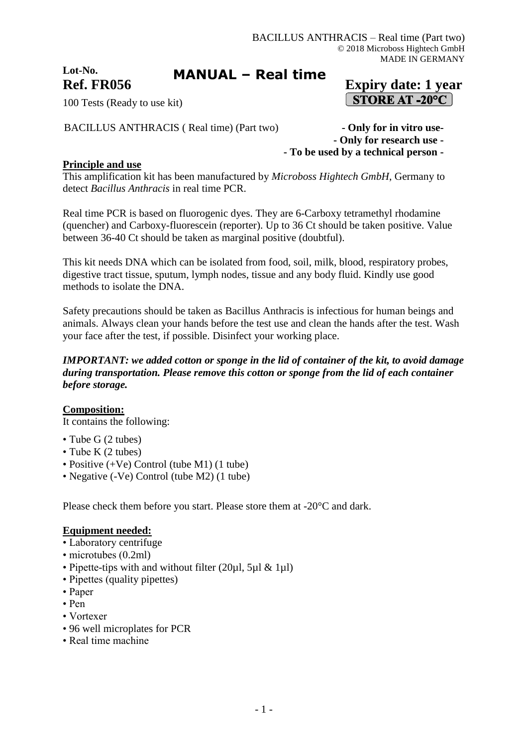BACILLUS ANTHRACIS – Real time (Part two)
© 2018 Microboss Hightech GmbH
MADE IN GERMANY

**Lot-No.**

**Ref. FR056**

# MANUAL – Real time

**Expiry date: 1 year**

**STORE AT -20°C**

100 Tests (Ready to use kit)

BACILLUS ANTHRACIS ( Real time) (Part two)

**- Only for in vitro use-**
**- Only for research use -**
**- To be used by a technical person -**

## Principle and use

This amplification kit has been manufactured by *Microboss Hightech GmbH*, Germany to detect *Bacillus Anthracis* in real time PCR.

Real time PCR is based on fluorogenic dyes. They are 6-Carboxy tetramethyl rhodamine (quencher) and Carboxy-fluorescein (reporter). Up to 36 Ct should be taken positive. Value between 36-40 Ct should be taken as marginal positive (doubtful).

This kit needs DNA which can be isolated from food, soil, milk, blood, respiratory probes, digestive tract tissue, sputum, lymph nodes, tissue and any body fluid. Kindly use good methods to isolate the DNA.

Safety precautions should be taken as Bacillus Anthracis is infectious for human beings and animals. Always clean your hands before the test use and clean the hands after the test. Wash your face after the test, if possible. Disinfect your working place.

***IMPORTANT: we added cotton or sponge in the lid of container of the kit, to avoid damage during transportation. Please remove this cotton or sponge from the lid of each container before storage.***

## Composition:

It contains the following:

- Tube G (2 tubes)
- Tube K (2 tubes)
- Positive (+Ve) Control (tube M1) (1 tube)
- Negative (-Ve) Control (tube M2) (1 tube)

Please check them before you start. Please store them at -20°C and dark.

## Equipment needed:

- Laboratory centrifuge
- microtubes (0.2ml)
- Pipette-tips with and without filter (20µl, 5µl & 1µl)
- Pipettes (quality pipettes)
- Paper
- Pen
- Vortexer
- 96 well microplates for PCR
- Real time machine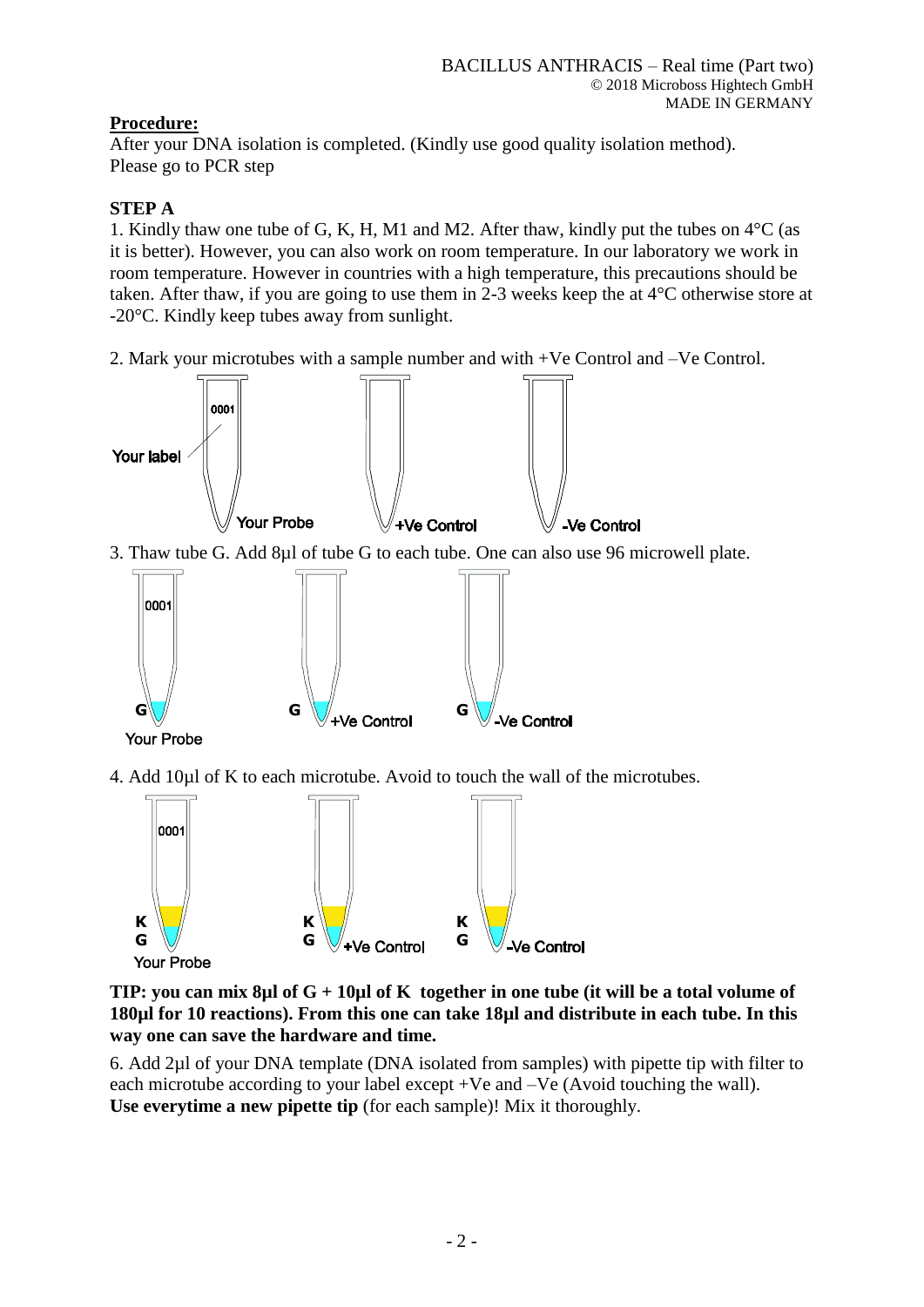**Procedure:**

After your DNA isolation is completed. (Kindly use good quality isolation method). Please go to PCR step

**STEP A**

1. Kindly thaw one tube of G, K, H, M1 and M2. After thaw, kindly put the tubes on 4°C (as it is better). However, you can also work on room temperature. In our laboratory we work in room temperature. However in countries with a high temperature, this precautions should be taken. After thaw, if you are going to use them in 2-3 weeks keep the at 4°C otherwise store at -20°C. Kindly keep tubes away from sunlight.

2. Mark your microtubes with a sample number and with +Ve Control and –Ve Control.

3. Thaw tube G. Add 8µl of tube G to each tube. One can also use 96 microwell plate.

4. Add 10µl of K to each microtube. Avoid to touch the wall of the microtubes.

**TIP: you can mix 8µl of G + 10µl of K together in one tube (it will be a total volume of 180µl for 10 reactions). From this one can take 18µl and distribute in each tube. In this way one can save the hardware and time.**

6. Add 2µl of your DNA template (DNA isolated from samples) with pipette tip with filter to each microtube according to your label except +Ve and –Ve (Avoid touching the wall). **Use everytime a new pipette tip** (for each sample)! Mix it thoroughly.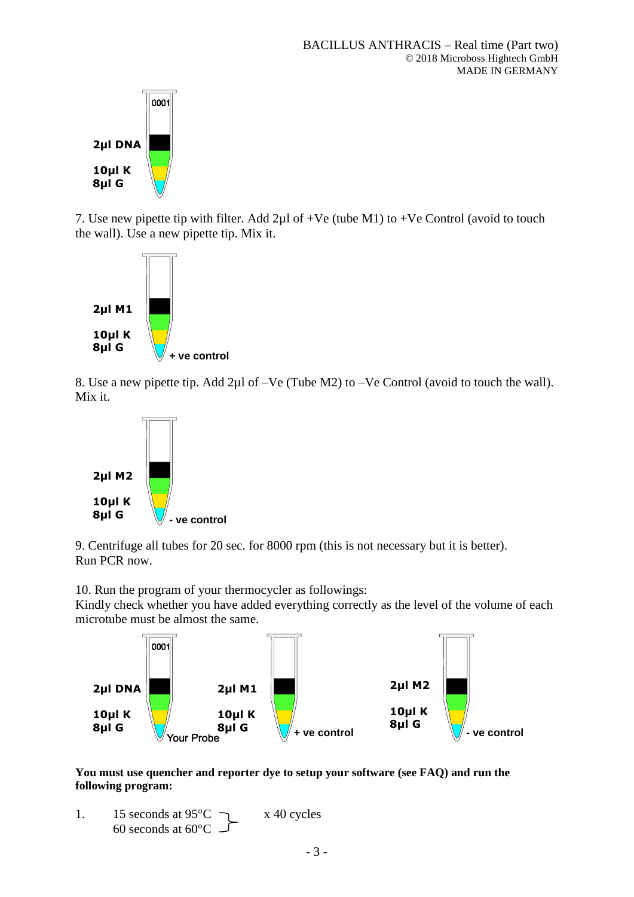0001

2µl DNA

10µl K
8µl G

7. Use new pipette tip with filter. Add 2µl of +Ve (tube M1) to +Ve Control (avoid to touch the wall). Use a new pipette tip. Mix it.

2µl M1

10µl K
8µl G

+ ve control

8. Use a new pipette tip. Add 2µl of –Ve (Tube M2) to –Ve Control (avoid to touch the wall). Mix it.

2µl M2

10µl K
8µl G

- ve control

9. Centrifuge all tubes for 20 sec. for 8000 rpm (this is not necessary but it is better). Run PCR now.

10. Run the program of your thermocycler as followings:
Kindly check whether you have added everything correctly as the level of the volume of each microtube must be almost the same.

0001

2µl DNA

10µl K
8µl G

Your Probe

2µl M1

10µl K
8µl G

+ ve control

2µl M2

10µl K
8µl G

- ve control

**You must use quencher and reporter dye to setup your software (see FAQ) and run the following program:**

1. 15 seconds at 95°C
   60 seconds at 60°C
   x 40 cycles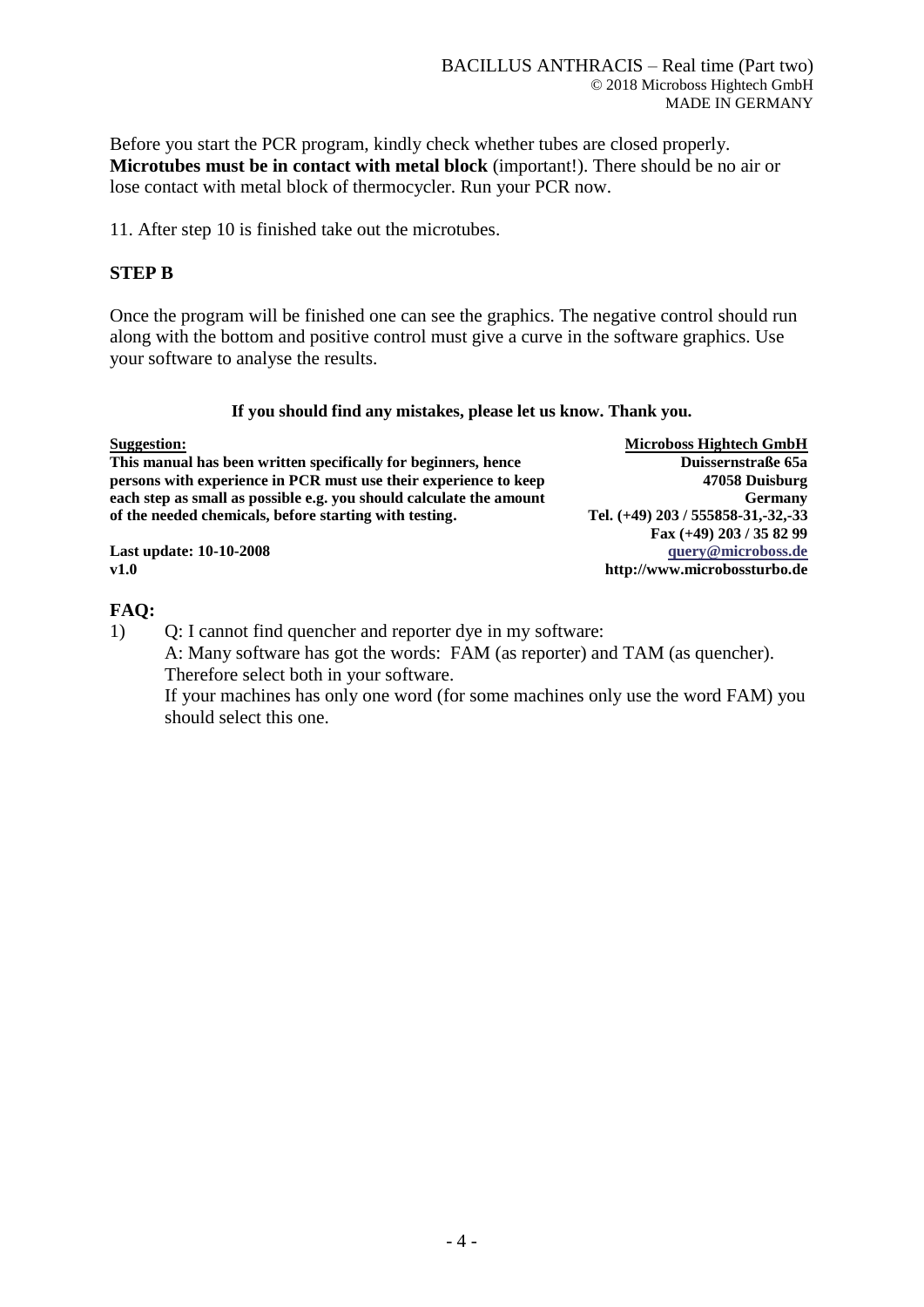Before you start the PCR program, kindly check whether tubes are closed properly. **Microtubes must be in contact with metal block** (important!). There should be no air or lose contact with metal block of thermocycler. Run your PCR now.

11. After step 10 is finished take out the microtubes.

### STEP B

Once the program will be finished one can see the graphics. The negative control should run along with the bottom and positive control must give a curve in the software graphics. Use your software to analyse the results.

**If you should find any mistakes, please let us know. Thank you.**

**Suggestion:**
**This manual has been written specifically for beginners, hence persons with experience in PCR must use their experience to keep each step as small as possible e.g. you should calculate the amount of the needed chemicals, before starting with testing.**

**Last update: 10-10-2008**
**v1.0**

**Microboss Hightech GmbH**
**Duissernstraße 65a**
**47058 Duisburg**
**Germany**
**Tel. (+49) 203 / 555858-31,-32,-33**
**Fax (+49) 203 / 35 82 99**
**query@microboss.de**
**http://www.microbossturbo.de**

## FAQ:

1) Q: I cannot find quencher and reporter dye in my software:
   A: Many software has got the words: FAM (as reporter) and TAM (as quencher). Therefore select both in your software.
   If your machines has only one word (for some machines only use the word FAM) you should select this one.